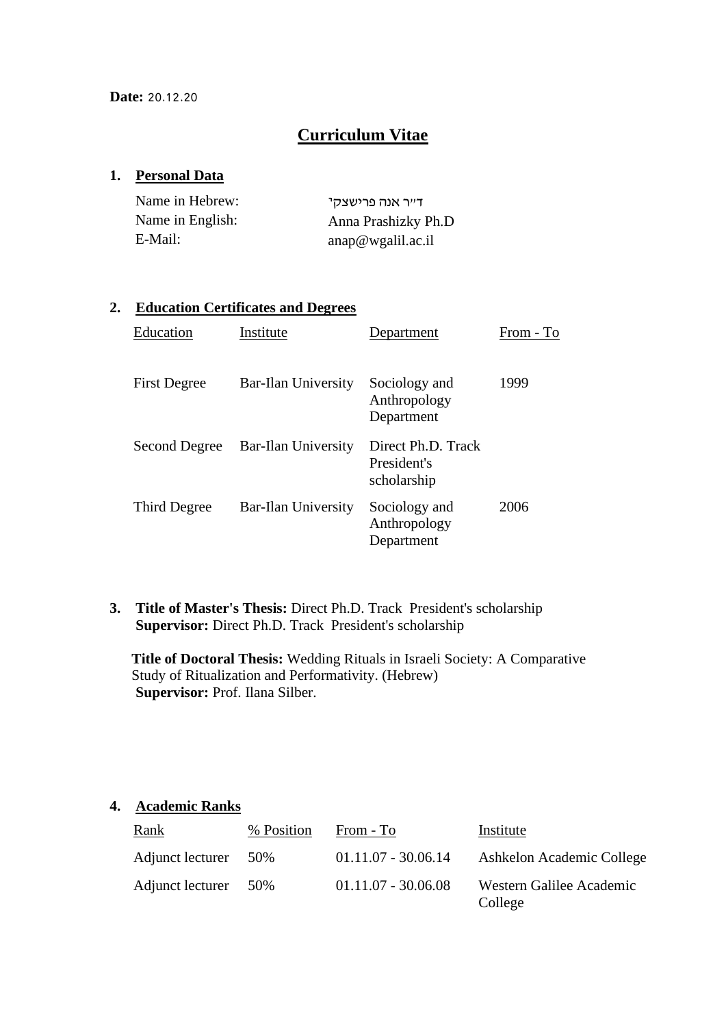**Date:** 20.12.20

# Curriculum Vitae

## 1. Personal Data

| | |
|---|---|
| Name in Hebrew: | ד"ר אנה פרישצקי |
| Name in English: | Anna Prashizky Ph.D |
| E-Mail: | anap@wgalil.ac.il |

## 2. Education Certificates and Degrees

| Education | Institute | Department | From - To |
|---|---|---|---|
| First Degree | Bar-Ilan University | Sociology and Anthropology Department | 1999 |
| Second Degree | Bar-Ilan University | Direct Ph.D. Track President's scholarship | |
| Third Degree | Bar-Ilan University | Sociology and Anthropology Department | 2006 |

## 3. **Title of Master's Thesis:** Direct Ph.D. Track President's scholarship

**Supervisor:** Direct Ph.D. Track President's scholarship

**Title of Doctoral Thesis:** Wedding Rituals in Israeli Society: A Comparative Study of Ritualization and Performativity. (Hebrew)

**Supervisor:** Prof. Ilana Silber.

## 4. Academic Ranks

| Rank | % Position | From - To | Institute |
|---|---|---|---|
| Adjunct lecturer | 50% | 01.11.07 - 30.06.14 | Ashkelon Academic College |
| Adjunct lecturer | 50% | 01.11.07 - 30.06.08 | Western Galilee Academic College |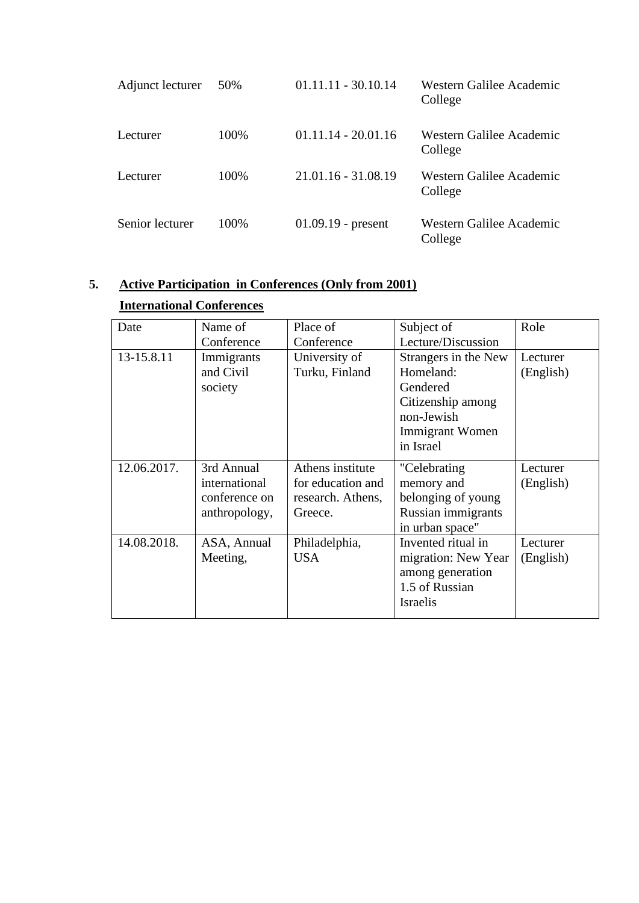| | | | |
|---|---|---|---|
| Adjunct lecturer | 50% | 01.11.11 - 30.10.14 | Western Galilee Academic College |
| Lecturer | 100% | 01.11.14 - 20.01.16 | Western Galilee Academic College |
| Lecturer | 100% | 21.01.16 - 31.08.19 | Western Galilee Academic College |
| Senior lecturer | 100% | 01.09.19 - present | Western Galilee Academic College |

## 5. Active Participation in Conferences (Only from 2001)

### International Conferences

| Date | Name of Conference | Place of Conference | Subject of Lecture/Discussion | Role |
|---|---|---|---|---|
| 13-15.8.11 | Immigrants and Civil society | University of Turku, Finland | Strangers in the New Homeland: Gendered Citizenship among non-Jewish Immigrant Women in Israel | Lecturer (English) |
| 12.06.2017. | 3rd Annual international conference on anthropology, | Athens institute for education and research. Athens, Greece. | "Celebrating memory and belonging of young Russian immigrants in urban space" | Lecturer (English) |
| 14.08.2018. | ASA, Annual Meeting, | Philadelphia, USA | Invented ritual in migration: New Year among generation 1.5 of Russian Israelis | Lecturer (English) |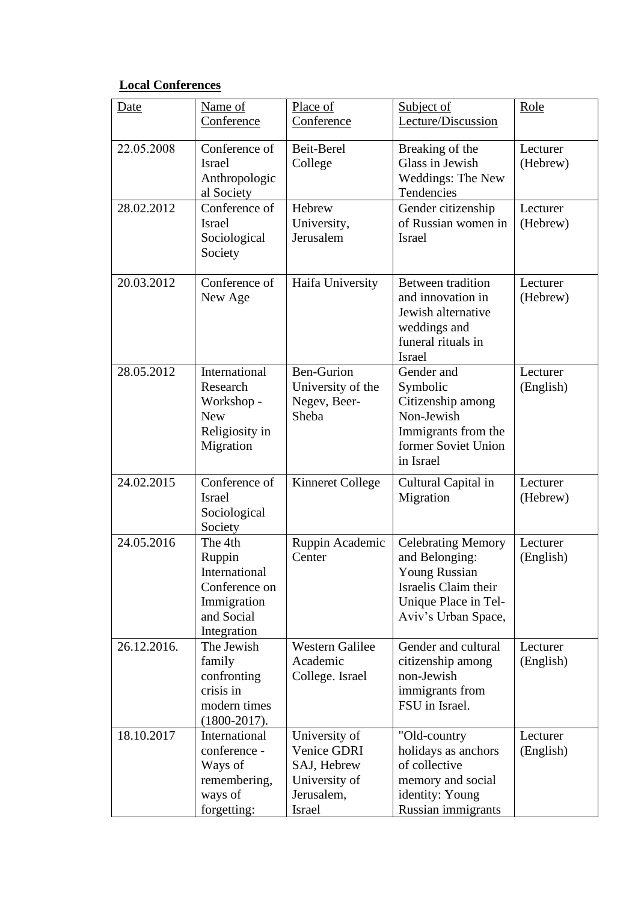**Local Conferences**

| Date | Name of Conference | Place of Conference | Subject of Lecture/Discussion | Role |
|---|---|---|---|---|
| 22.05.2008 | Conference of Israel Anthropological Society | Beit-Berel College | Breaking of the Glass in Jewish Weddings: The New Tendencies | Lecturer (Hebrew) |
| 28.02.2012 | Conference of Israel Sociological Society | Hebrew University, Jerusalem | Gender citizenship of Russian women in Israel | Lecturer (Hebrew) |
| 20.03.2012 | Conference of New Age | Haifa University | Between tradition and innovation in Jewish alternative weddings and funeral rituals in Israel | Lecturer (Hebrew) |
| 28.05.2012 | International Research Workshop - New Religiosity in Migration | Ben-Gurion University of the Negev, Beer-Sheba | Gender and Symbolic Citizenship among Non-Jewish Immigrants from the former Soviet Union in Israel | Lecturer (English) |
| 24.02.2015 | Conference of Israel Sociological Society | Kinneret College | Cultural Capital in Migration | Lecturer (Hebrew) |
| 24.05.2016 | The 4th Ruppin International Conference on Immigration and Social Integration | Ruppin Academic Center | Celebrating Memory and Belonging: Young Russian Israelis Claim their Unique Place in Tel-Aviv's Urban Space, | Lecturer (English) |
| 26.12.2016. | The Jewish family confronting crisis in modern times (1800-2017). | Western Galilee Academic College. Israel | Gender and cultural citizenship among non-Jewish immigrants from FSU in Israel. | Lecturer (English) |
| 18.10.2017 | International conference - Ways of remembering, ways of forgetting: | University of Venice GDRI SAJ, Hebrew University of Jerusalem, Israel | "Old-country holidays as anchors of collective memory and social identity: Young Russian immigrants | Lecturer (English) |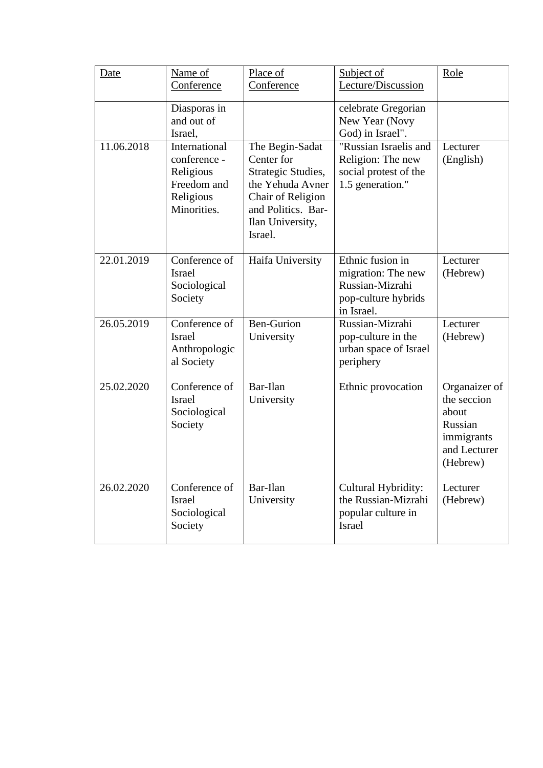| Date | Name of Conference | Place of Conference | Subject of Lecture/Discussion | Role |
|---|---|---|---|---|
| | Diasporas in and out of Israel, | | celebrate Gregorian New Year (Novy God) in Israel". | |
| 11.06.2018 | International conference - Religious Freedom and Religious Minorities. | The Begin-Sadat Center for Strategic Studies, the Yehuda Avner Chair of Religion and Politics. Bar-Ilan University, Israel. | "Russian Israelis and Religion: The new social protest of the 1.5 generation." | Lecturer (English) |
| 22.01.2019 | Conference of Israel Sociological Society | Haifa University | Ethnic fusion in migration: The new Russian-Mizrahi pop-culture hybrids in Israel. | Lecturer (Hebrew) |
| 26.05.2019 | Conference of Israel Anthropological Society | Ben-Gurion University | Russian-Mizrahi pop-culture in the urban space of Israel periphery | Lecturer (Hebrew) |
| 25.02.2020 | Conference of Israel Sociological Society | Bar-Ilan University | Ethnic provocation | Organaizer of the seccion about Russian immigrants and Lecturer (Hebrew) |
| 26.02.2020 | Conference of Israel Sociological Society | Bar-Ilan University | Cultural Hybridity: the Russian-Mizrahi popular culture in Israel | Lecturer (Hebrew) |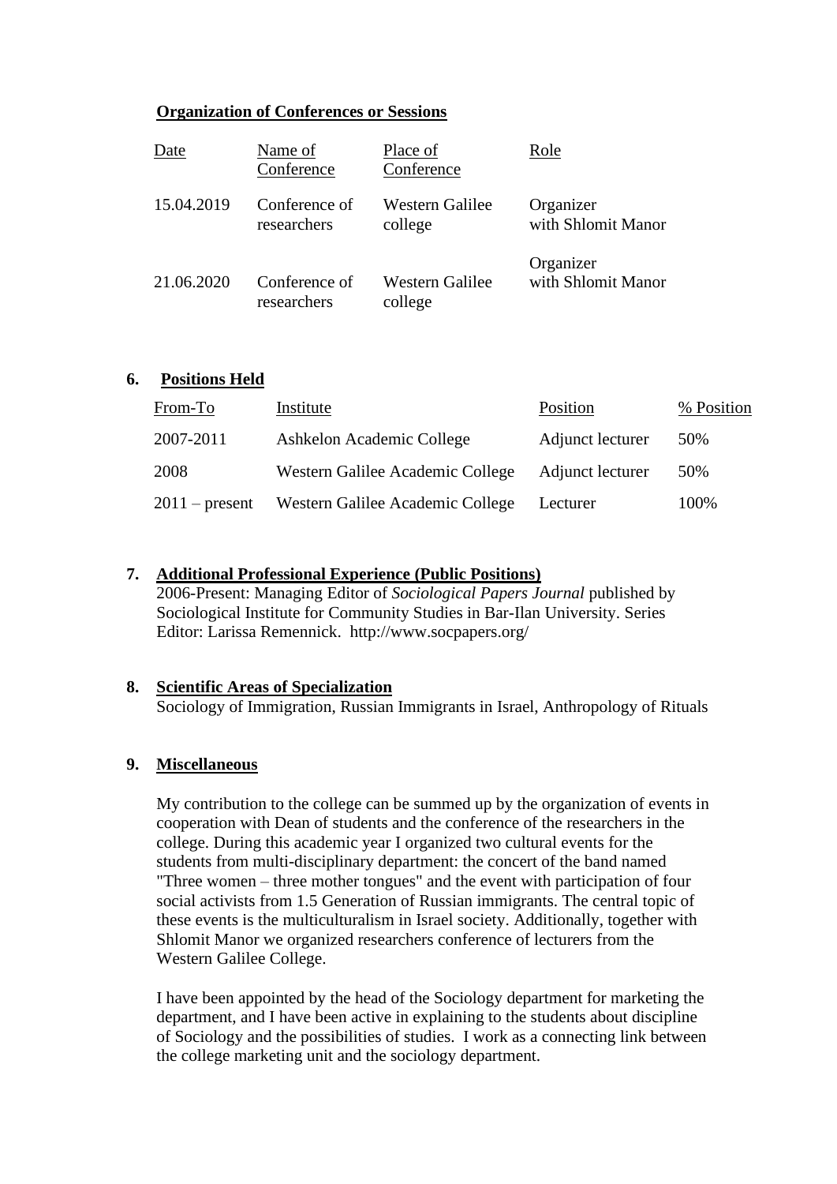**Organization of Conferences or Sessions**

| Date | Name of Conference | Place of Conference | Role |
|---|---|---|---|
| 15.04.2019 | Conference of researchers | Western Galilee college | Organizer with Shlomit Manor |
| 21.06.2020 | Conference of researchers | Western Galilee college | Organizer with Shlomit Manor |

**6. Positions Held**

| From-To | Institute | Position | % Position |
|---|---|---|---|
| 2007-2011 | Ashkelon Academic College | Adjunct lecturer | 50% |
| 2008 | Western Galilee Academic College | Adjunct lecturer | 50% |
| 2011 – present | Western Galilee Academic College | Lecturer | 100% |

**7. Additional Professional Experience (Public Positions)**

2006-Present: Managing Editor of *Sociological Papers Journal* published by Sociological Institute for Community Studies in Bar-Ilan University. Series Editor: Larissa Remennick. http://www.socpapers.org/

**8. Scientific Areas of Specialization**

Sociology of Immigration, Russian Immigrants in Israel, Anthropology of Rituals

**9. Miscellaneous**

My contribution to the college can be summed up by the organization of events in cooperation with Dean of students and the conference of the researchers in the college. During this academic year I organized two cultural events for the students from multi-disciplinary department: the concert of the band named "Three women – three mother tongues" and the event with participation of four social activists from 1.5 Generation of Russian immigrants. The central topic of these events is the multiculturalism in Israel society. Additionally, together with Shlomit Manor we organized researchers conference of lecturers from the Western Galilee College.

I have been appointed by the head of the Sociology department for marketing the department, and I have been active in explaining to the students about discipline of Sociology and the possibilities of studies. I work as a connecting link between the college marketing unit and the sociology department.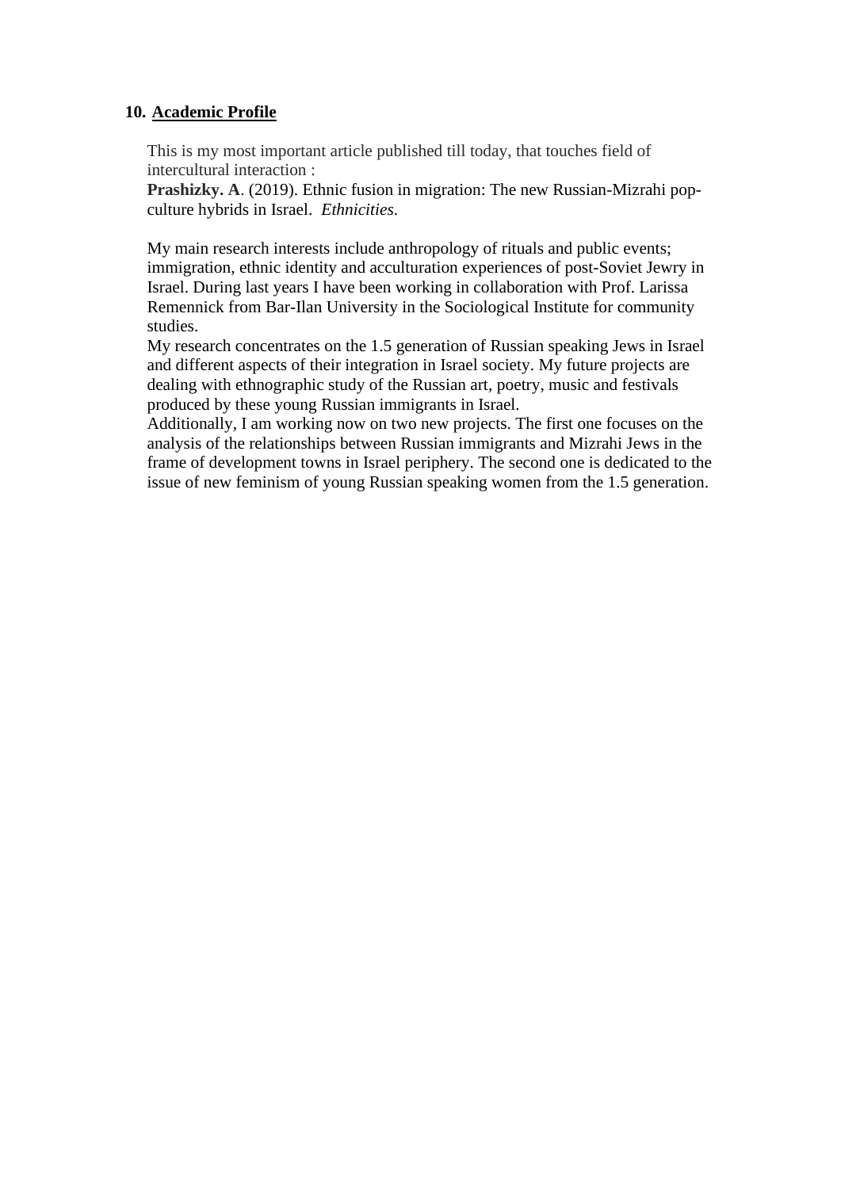**10. <u>Academic Profile</u>**

This is my most important article published till today, that touches field of intercultural interaction :

**Prashizky. A**. (2019). Ethnic fusion in migration: The new Russian-Mizrahi pop-culture hybrids in Israel. *Ethnicities*.

My main research interests include anthropology of rituals and public events; immigration, ethnic identity and acculturation experiences of post-Soviet Jewry in Israel. During last years I have been working in collaboration with Prof. Larissa Remennick from Bar-Ilan University in the Sociological Institute for community studies.

My research concentrates on the 1.5 generation of Russian speaking Jews in Israel and different aspects of their integration in Israel society. My future projects are dealing with ethnographic study of the Russian art, poetry, music and festivals produced by these young Russian immigrants in Israel.

Additionally, I am working now on two new projects. The first one focuses on the analysis of the relationships between Russian immigrants and Mizrahi Jews in the frame of development towns in Israel periphery. The second one is dedicated to the issue of new feminism of young Russian speaking women from the 1.5 generation.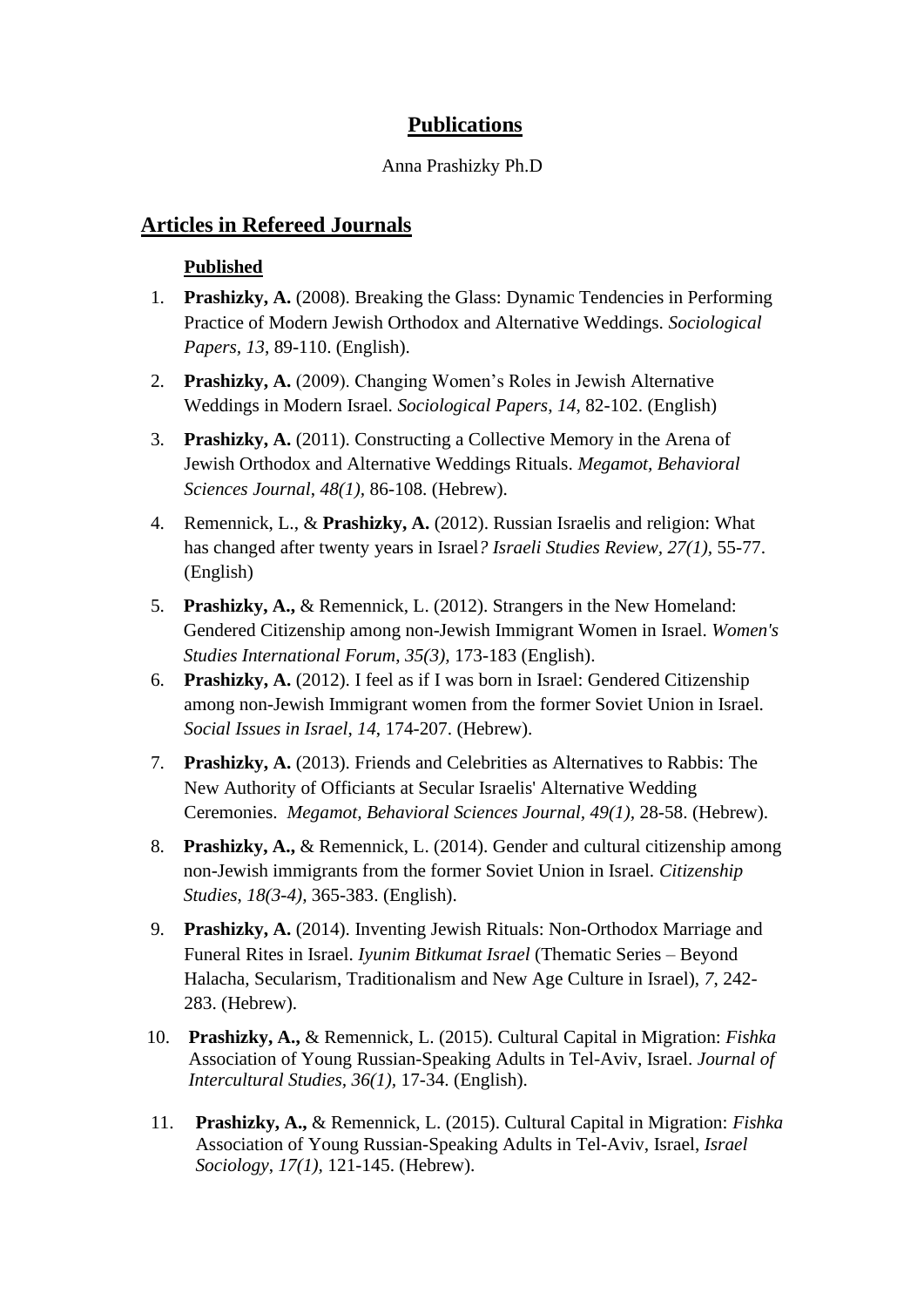# **Publications**

Anna Prashizky Ph.D

## **Articles in Refereed Journals**

### **Published**

1. **Prashizky, A.** (2008). Breaking the Glass: Dynamic Tendencies in Performing Practice of Modern Jewish Orthodox and Alternative Weddings. *Sociological Papers, 13*, 89-110. (English).

2. **Prashizky, A.** (2009). Changing Women's Roles in Jewish Alternative Weddings in Modern Israel. *Sociological Papers*, *14*, 82-102. (English)

3. **Prashizky, A.** (2011). Constructing a Collective Memory in the Arena of Jewish Orthodox and Alternative Weddings Rituals. *Megamot, Behavioral Sciences Journal*, *48(1),* 86-108. (Hebrew).

4. Remennick, L., & **Prashizky, A.** (2012). Russian Israelis and religion: What has changed after twenty years in Israel*? Israeli Studies Review, 27(1),* 55-77. (English)

5. **Prashizky, A.,** & Remennick, L. (2012). Strangers in the New Homeland: Gendered Citizenship among non-Jewish Immigrant Women in Israel. *Women's Studies International Forum*, *35(3),* 173-183 (English).

6. **Prashizky, A.** (2012). I feel as if I was born in Israel: Gendered Citizenship among non-Jewish Immigrant women from the former Soviet Union in Israel. *Social Issues in Israel*, *14,* 174-207. (Hebrew).

7. **Prashizky, A.** (2013). Friends and Celebrities as Alternatives to Rabbis: The New Authority of Officiants at Secular Israelis' Alternative Wedding Ceremonies. *Megamot, Behavioral Sciences Journal*, *49(1),* 28-58. (Hebrew).

8. **Prashizky, A.,** & Remennick, L. (2014). Gender and cultural citizenship among non-Jewish immigrants from the former Soviet Union in Israel. *Citizenship Studies*, *18(3-4),* 365-383. (English).

9. **Prashizky, A.** (2014). Inventing Jewish Rituals: Non-Orthodox Marriage and Funeral Rites in Israel. *Iyunim Bitkumat Israel* (Thematic Series – Beyond Halacha, Secularism, Traditionalism and New Age Culture in Israel), *7,* 242-283. (Hebrew).

10. **Prashizky, A.,** & Remennick, L. (2015). Cultural Capital in Migration: *Fishka* Association of Young Russian-Speaking Adults in Tel-Aviv, Israel. *Journal of Intercultural Studies*, *36(1),* 17-34. (English).

11. **Prashizky, A.,** & Remennick, L. (2015). Cultural Capital in Migration: *Fishka* Association of Young Russian-Speaking Adults in Tel-Aviv, Israel, *Israel Sociology*, *17(1),* 121-145. (Hebrew).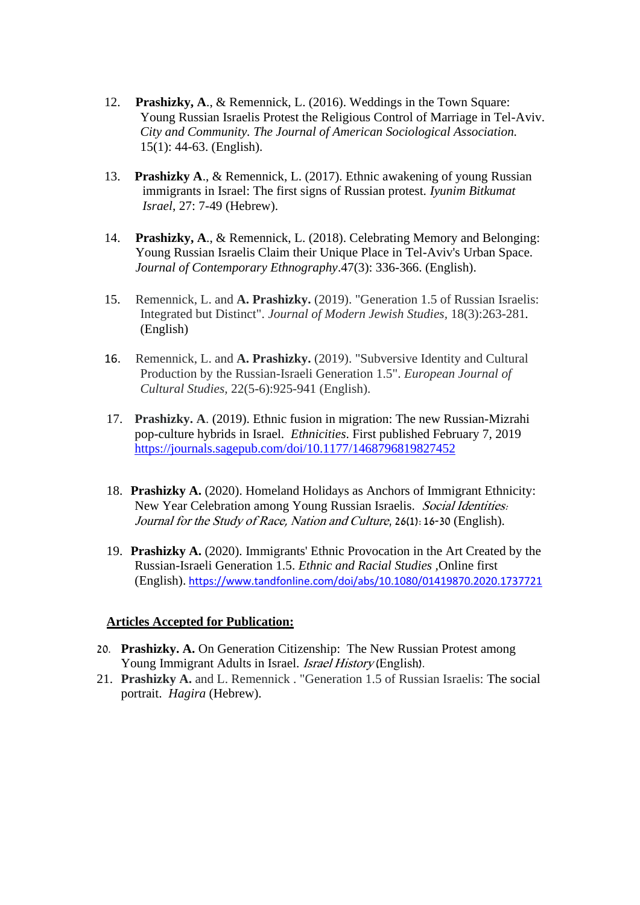12. **Prashizky, A**., & Remennick, L. (2016). Weddings in the Town Square: Young Russian Israelis Protest the Religious Control of Marriage in Tel-Aviv. *City and Community. The Journal of American Sociological Association.* 15(1): 44-63. (English).

13. **Prashizky A**., & Remennick, L. (2017). Ethnic awakening of young Russian immigrants in Israel: The first signs of Russian protest. *Iyunim Bitkumat Israel*, 27: 7-49 (Hebrew).

14. **Prashizky, A**., & Remennick, L. (2018). Celebrating Memory and Belonging: Young Russian Israelis Claim their Unique Place in Tel-Aviv's Urban Space. *Journal of Contemporary Ethnography*.47(3): 336-366. (English).

15. Remennick, L. and **A. Prashizky.** (2019). "Generation 1.5 of Russian Israelis: Integrated but Distinct". *Journal of Modern Jewish Studies*, 18(3):263-281. (English)

16. Remennick, L. and **A. Prashizky.** (2019). "Subversive Identity and Cultural Production by the Russian-Israeli Generation 1.5". *European Journal of Cultural Studies*, 22(5-6):925-941 (English).

17. **Prashizky. A**. (2019). Ethnic fusion in migration: The new Russian-Mizrahi pop-culture hybrids in Israel. *Ethnicities*. First published February 7, 2019 https://journals.sagepub.com/doi/10.1177/1468796819827452

18. **Prashizky A.** (2020). Homeland Holidays as Anchors of Immigrant Ethnicity: New Year Celebration among Young Russian Israelis. *Social Identities: Journal for the Study of Race, Nation and Culture*, 26(1): 16-30 (English).

19. **Prashizky A.** (2020). Immigrants' Ethnic Provocation in the Art Created by the Russian-Israeli Generation 1.5. *Ethnic and Racial Studies* ,Online first (English). https://www.tandfonline.com/doi/abs/10.1080/01419870.2020.1737721

**<u>Articles Accepted for Publication:</u>**

20. **Prashizky. A.** On Generation Citizenship: The New Russian Protest among Young Immigrant Adults in Israel. *Israel History* (English).
21. **Prashizky A.** and L. Remennick . "Generation 1.5 of Russian Israelis: The social portrait. *Hagira* (Hebrew).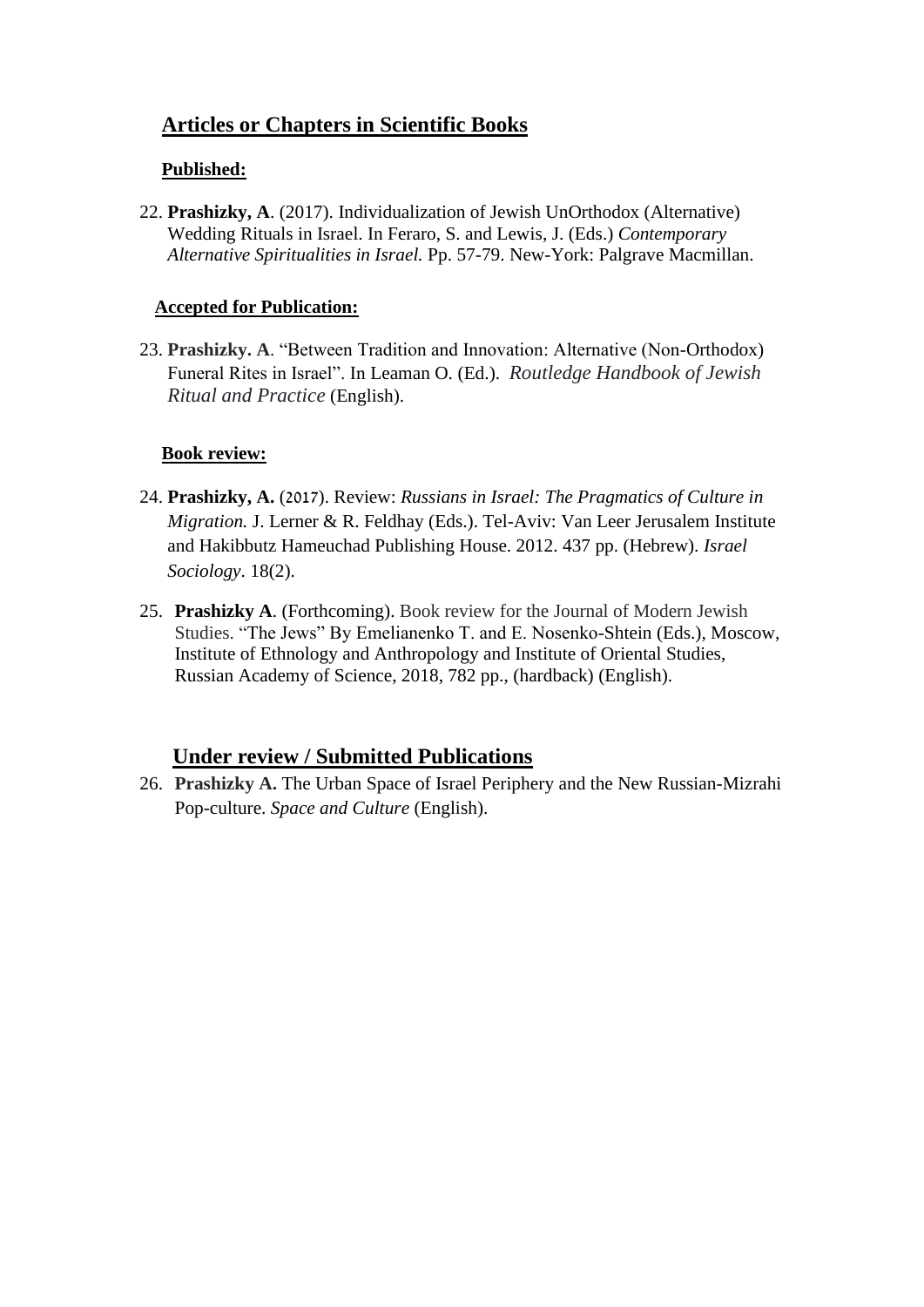## Articles or Chapters in Scientific Books

### Published:

22. **Prashizky, A**. (2017). Individualization of Jewish UnOrthodox (Alternative) Wedding Rituals in Israel. In Feraro, S. and Lewis, J. (Eds.) *Contemporary Alternative Spiritualities in Israel.* Pp. 57-79. New-York: Palgrave Macmillan.

### Accepted for Publication:

23. **Prashizky. A**. "Between Tradition and Innovation: Alternative (Non-Orthodox) Funeral Rites in Israel". In Leaman O. (Ed.). *Routledge Handbook of Jewish Ritual and Practice* (English).

### Book review:

24. **Prashizky, A.** (2017). Review: *Russians in Israel: The Pragmatics of Culture in Migration.* J. Lerner & R. Feldhay (Eds.). Tel-Aviv: Van Leer Jerusalem Institute and Hakibbutz Hameuchad Publishing House. 2012. 437 pp. (Hebrew). *Israel Sociology*. 18(2).

25. **Prashizky A**. (Forthcoming). Book review for the Journal of Modern Jewish Studies. "The Jews" By Emelianenko T. and E. Nosenko-Shtein (Eds.), Moscow, Institute of Ethnology and Anthropology and Institute of Oriental Studies, Russian Academy of Science, 2018, 782 pp., (hardback) (English).

## Under review / Submitted Publications

26. **Prashizky A.** The Urban Space of Israel Periphery and the New Russian-Mizrahi Pop-culture. *Space and Culture* (English).